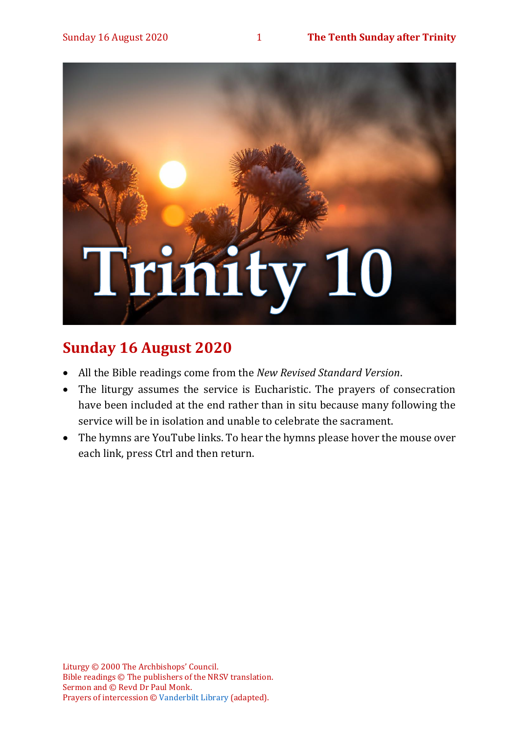# Trinity 10

## Sunday 16 August 2020

- All the Bible readings come from the *New Revised Standard Version*.
- The liturgy assumes the service is Eucharistic. The prayers of consecration have been included at the end rather than in situ because many following the service will be in isolation and unable to celebrate the sacrament.
- The hymns are YouTube links. To hear the hymns please hover the mouse over each link, press Ctrl and then return.

Liturgy © 2000 The Archbishops' Council.
Bible readings © The publishers of the NRSV translation.
Sermon and © Revd Dr Paul Monk.
Prayers of intercession © Vanderbilt Library (adapted).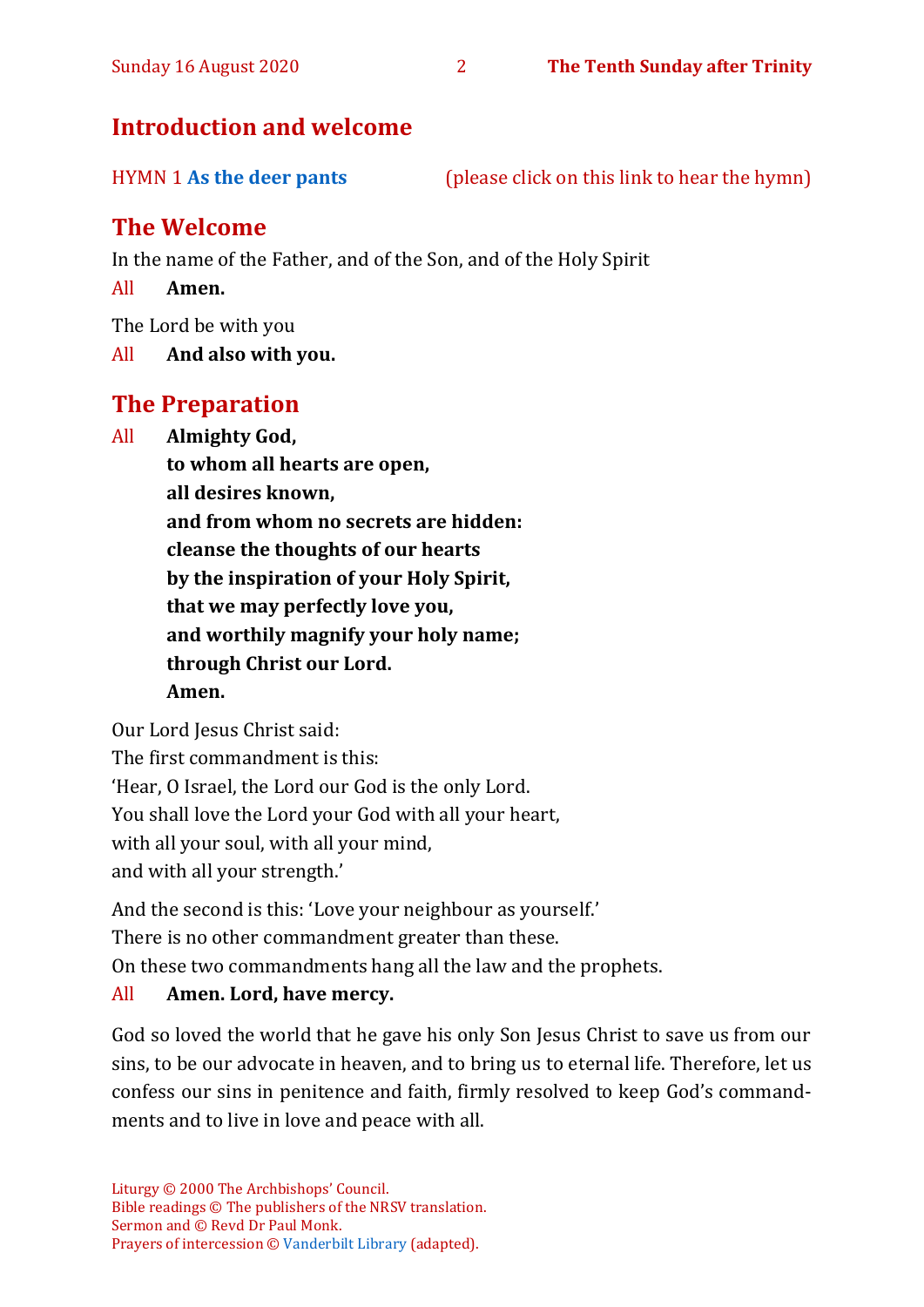## Introduction and welcome

HYMN 1 **As the deer pants** (please click on this link to hear the hymn)

## The Welcome

In the name of the Father, and of the Son, and of the Holy Spirit

All **Amen.**

The Lord be with you

All **And also with you.**

## The Preparation

All **Almighty God,**
**to whom all hearts are open,**
**all desires known,**
**and from whom no secrets are hidden:**
**cleanse the thoughts of our hearts**
**by the inspiration of your Holy Spirit,**
**that we may perfectly love you,**
**and worthily magnify your holy name;**
**through Christ our Lord.**
**Amen.**

Our Lord Jesus Christ said:
The first commandment is this:
'Hear, O Israel, the Lord our God is the only Lord.
You shall love the Lord your God with all your heart,
with all your soul, with all your mind,
and with all your strength.'

And the second is this: 'Love your neighbour as yourself.'
There is no other commandment greater than these.
On these two commandments hang all the law and the prophets.

All **Amen. Lord, have mercy.**

God so loved the world that he gave his only Son Jesus Christ to save us from our sins, to be our advocate in heaven, and to bring us to eternal life. Therefore, let us confess our sins in penitence and faith, firmly resolved to keep God's commandments and to live in love and peace with all.

Liturgy © 2000 The Archbishops' Council.
Bible readings © The publishers of the NRSV translation.
Sermon and © Revd Dr Paul Monk.
Prayers of intercession © Vanderbilt Library (adapted).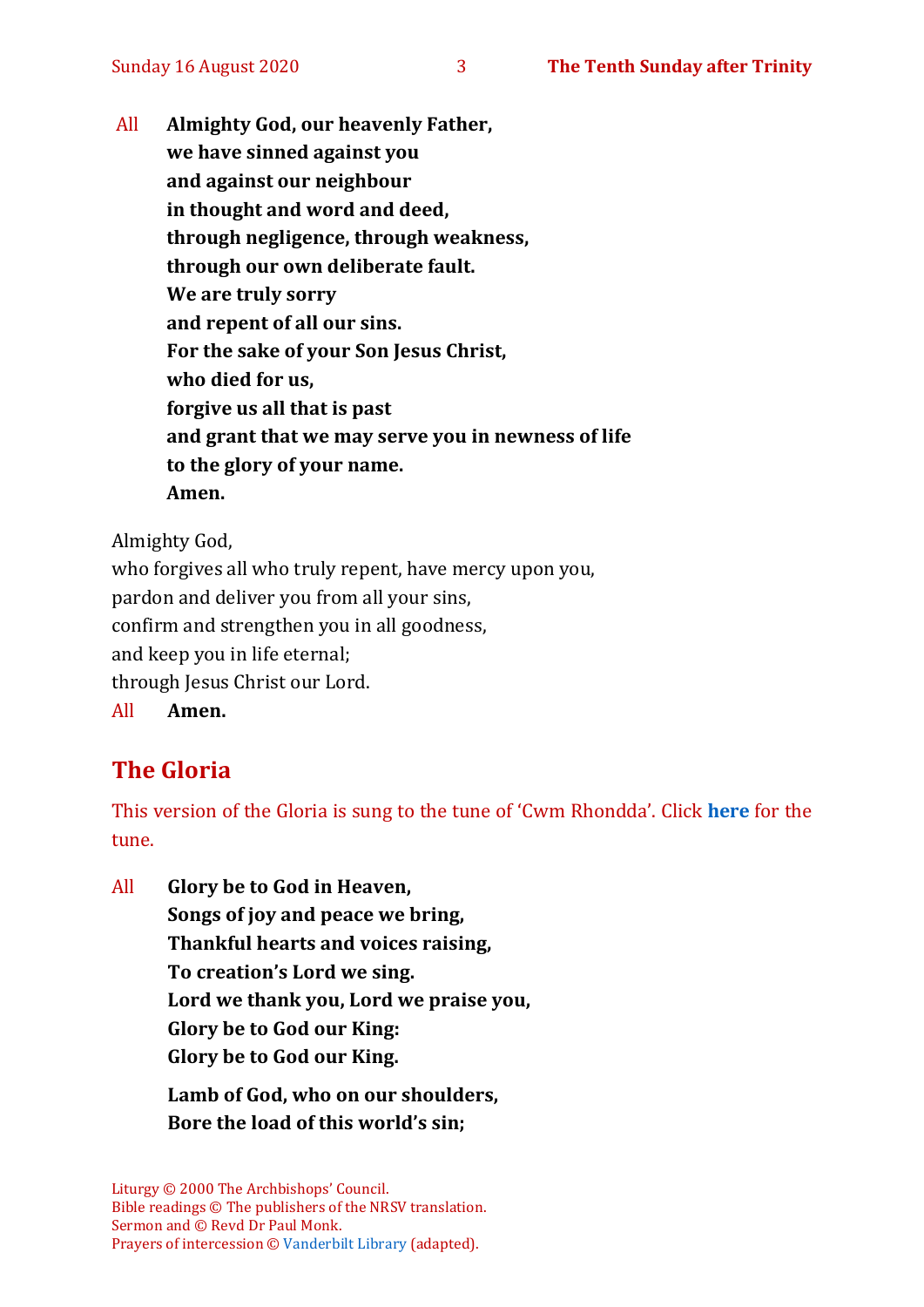All **Almighty God, our heavenly Father,**
**we have sinned against you**
**and against our neighbour**
**in thought and word and deed,**
**through negligence, through weakness,**
**through our own deliberate fault.**
**We are truly sorry**
**and repent of all our sins.**
**For the sake of your Son Jesus Christ,**
**who died for us,**
**forgive us all that is past**
**and grant that we may serve you in newness of life**
**to the glory of your name.**
**Amen.**

Almighty God,
who forgives all who truly repent, have mercy upon you,
pardon and deliver you from all your sins,
confirm and strengthen you in all goodness,
and keep you in life eternal;
through Jesus Christ our Lord.
All **Amen.**

## The Gloria

This version of the Gloria is sung to the tune of 'Cwm Rhondda'. Click **here** for the tune.

All **Glory be to God in Heaven,**
**Songs of joy and peace we bring,**
**Thankful hearts and voices raising,**
**To creation's Lord we sing.**
**Lord we thank you, Lord we praise you,**
**Glory be to God our King:**
**Glory be to God our King.**

**Lamb of God, who on our shoulders,**
**Bore the load of this world's sin;**

Liturgy © 2000 The Archbishops' Council.
Bible readings © The publishers of the NRSV translation.
Sermon and © Revd Dr Paul Monk.
Prayers of intercession © Vanderbilt Library (adapted).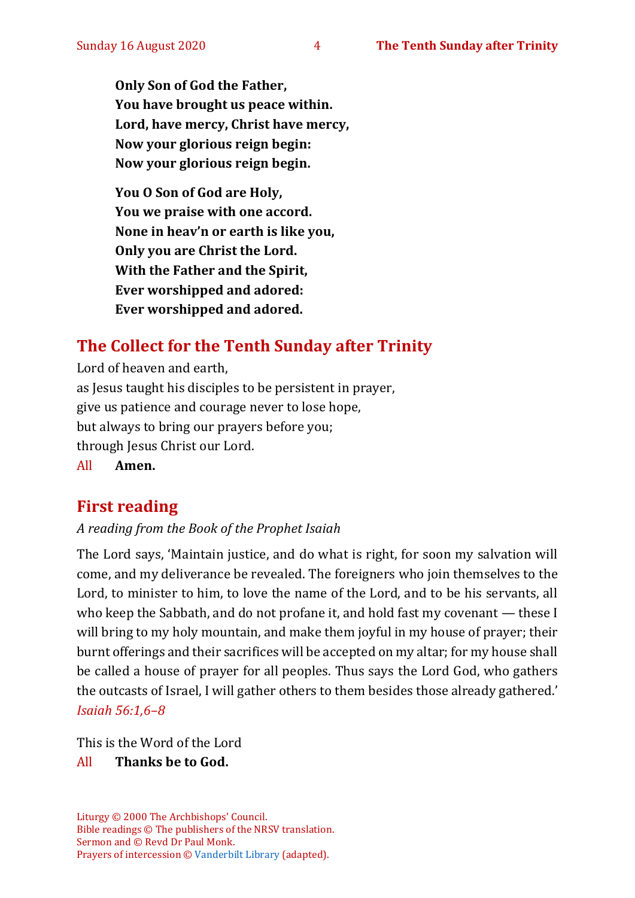**Only Son of God the Father,**
**You have brought us peace within.**
**Lord, have mercy, Christ have mercy,**
**Now your glorious reign begin:**
**Now your glorious reign begin.**

**You O Son of God are Holy,**
**You we praise with one accord.**
**None in heav'n or earth is like you,**
**Only you are Christ the Lord.**
**With the Father and the Spirit,**
**Ever worshipped and adored:**
**Ever worshipped and adored.**

## The Collect for the Tenth Sunday after Trinity

Lord of heaven and earth,
as Jesus taught his disciples to be persistent in prayer,
give us patience and courage never to lose hope,
but always to bring our prayers before you;
through Jesus Christ our Lord.

All **Amen.**

## First reading

*A reading from the Book of the Prophet Isaiah*

The Lord says, 'Maintain justice, and do what is right, for soon my salvation will come, and my deliverance be revealed. The foreigners who join themselves to the Lord, to minister to him, to love the name of the Lord, and to be his servants, all who keep the Sabbath, and do not profane it, and hold fast my covenant — these I will bring to my holy mountain, and make them joyful in my house of prayer; their burnt offerings and their sacrifices will be accepted on my altar; for my house shall be called a house of prayer for all peoples. Thus says the Lord God, who gathers the outcasts of Israel, I will gather others to them besides those already gathered.' *Isaiah 56:1,6–8*

This is the Word of the Lord

All **Thanks be to God.**

Liturgy © 2000 The Archbishops' Council.
Bible readings © The publishers of the NRSV translation.
Sermon and © Revd Dr Paul Monk.
Prayers of intercession © Vanderbilt Library (adapted).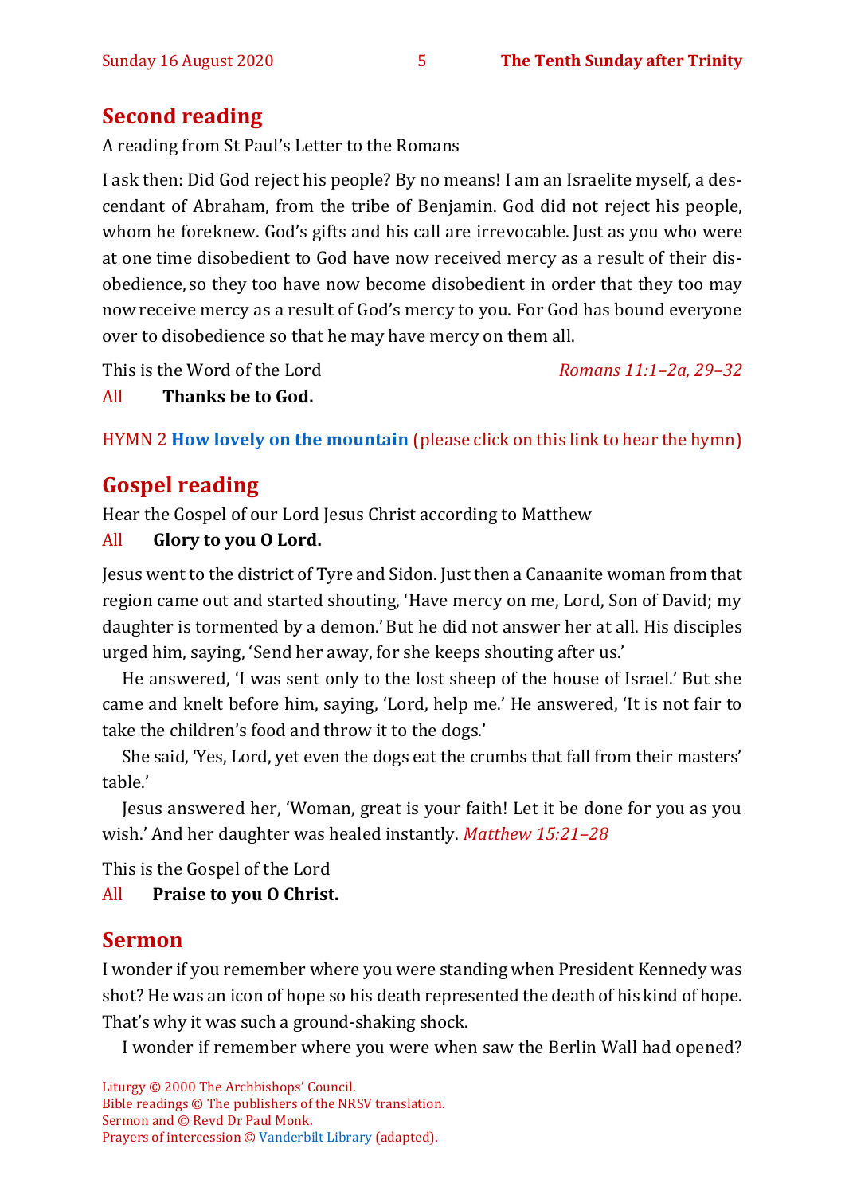## Second reading

A reading from St Paul's Letter to the Romans

I ask then: Did God reject his people? By no means! I am an Israelite myself, a descendant of Abraham, from the tribe of Benjamin. God did not reject his people, whom he foreknew. God's gifts and his call are irrevocable. Just as you who were at one time disobedient to God have now received mercy as a result of their disobedience, so they too have now become disobedient in order that they too may now receive mercy as a result of God's mercy to you. For God has bound everyone over to disobedience so that he may have mercy on them all.

This is the Word of the Lord *Romans 11:1–2a, 29–32*

All **Thanks be to God.**

HYMN 2 **How lovely on the mountain** (please click on this link to hear the hymn)

## Gospel reading

Hear the Gospel of our Lord Jesus Christ according to Matthew

All **Glory to you O Lord.**

Jesus went to the district of Tyre and Sidon. Just then a Canaanite woman from that region came out and started shouting, 'Have mercy on me, Lord, Son of David; my daughter is tormented by a demon.' But he did not answer her at all. His disciples urged him, saying, 'Send her away, for she keeps shouting after us.'

He answered, 'I was sent only to the lost sheep of the house of Israel.' But she came and knelt before him, saying, 'Lord, help me.' He answered, 'It is not fair to take the children's food and throw it to the dogs.'

She said, 'Yes, Lord, yet even the dogs eat the crumbs that fall from their masters' table.'

Jesus answered her, 'Woman, great is your faith! Let it be done for you as you wish.' And her daughter was healed instantly. *Matthew 15:21–28*

This is the Gospel of the Lord

All **Praise to you O Christ.**

## Sermon

I wonder if you remember where you were standing when President Kennedy was shot? He was an icon of hope so his death represented the death of his kind of hope. That's why it was such a ground-shaking shock.

I wonder if remember where you were when saw the Berlin Wall had opened?

Liturgy © 2000 The Archbishops' Council.
Bible readings © The publishers of the NRSV translation.
Sermon and © Revd Dr Paul Monk.
Prayers of intercession © Vanderbilt Library (adapted).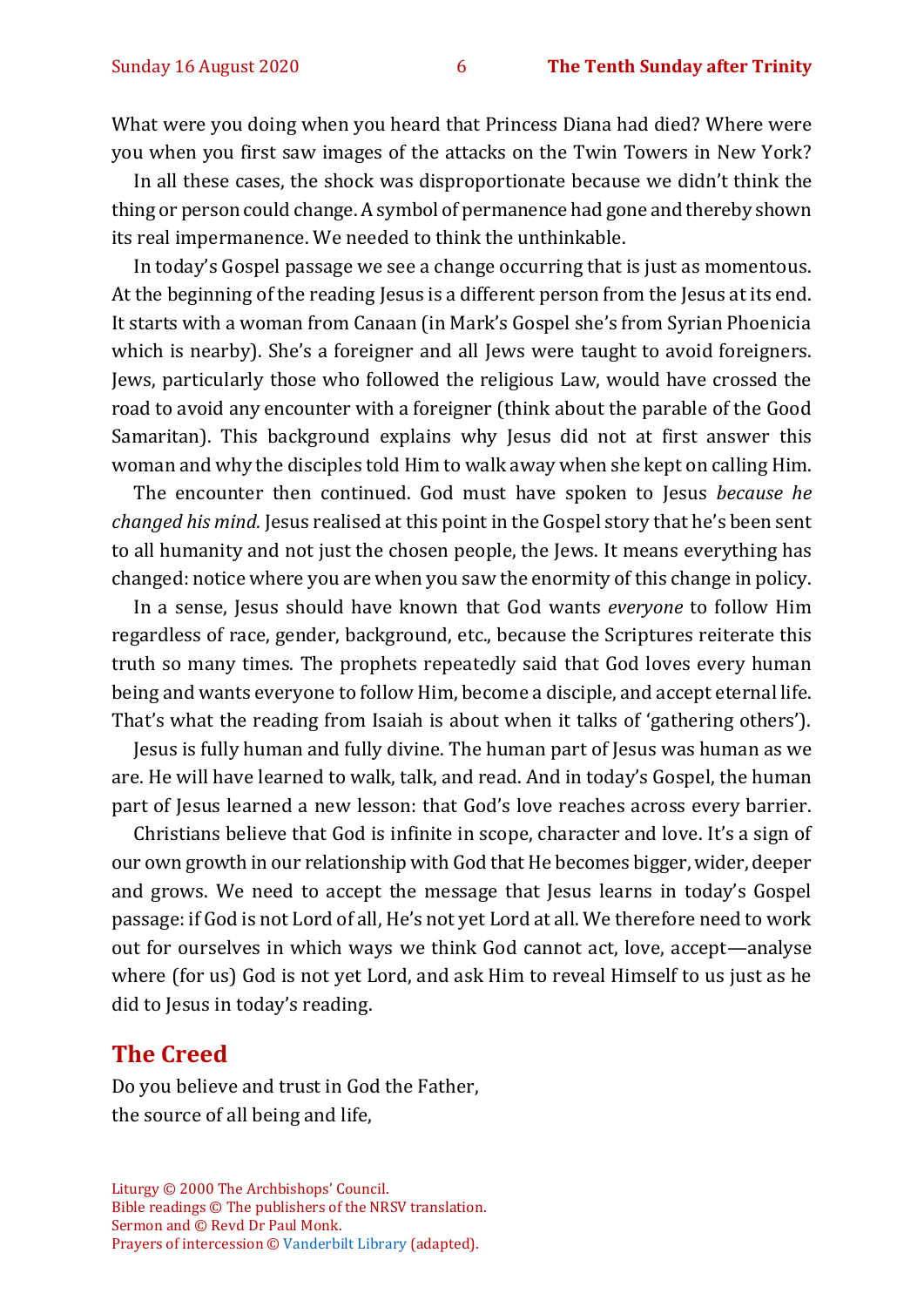What were you doing when you heard that Princess Diana had died? Where were you when you first saw images of the attacks on the Twin Towers in New York?

In all these cases, the shock was disproportionate because we didn't think the thing or person could change. A symbol of permanence had gone and thereby shown its real impermanence. We needed to think the unthinkable.

In today's Gospel passage we see a change occurring that is just as momentous. At the beginning of the reading Jesus is a different person from the Jesus at its end. It starts with a woman from Canaan (in Mark's Gospel she's from Syrian Phoenicia which is nearby). She's a foreigner and all Jews were taught to avoid foreigners. Jews, particularly those who followed the religious Law, would have crossed the road to avoid any encounter with a foreigner (think about the parable of the Good Samaritan). This background explains why Jesus did not at first answer this woman and why the disciples told Him to walk away when she kept on calling Him.

The encounter then continued. God must have spoken to Jesus *because he changed his mind.* Jesus realised at this point in the Gospel story that he's been sent to all humanity and not just the chosen people, the Jews. It means everything has changed: notice where you are when you saw the enormity of this change in policy.

In a sense, Jesus should have known that God wants *everyone* to follow Him regardless of race, gender, background, etc., because the Scriptures reiterate this truth so many times. The prophets repeatedly said that God loves every human being and wants everyone to follow Him, become a disciple, and accept eternal life. That's what the reading from Isaiah is about when it talks of 'gathering others').

Jesus is fully human and fully divine. The human part of Jesus was human as we are. He will have learned to walk, talk, and read. And in today's Gospel, the human part of Jesus learned a new lesson: that God's love reaches across every barrier.

Christians believe that God is infinite in scope, character and love. It's a sign of our own growth in our relationship with God that He becomes bigger, wider, deeper and grows. We need to accept the message that Jesus learns in today's Gospel passage: if God is not Lord of all, He's not yet Lord at all. We therefore need to work out for ourselves in which ways we think God cannot act, love, accept—analyse where (for us) God is not yet Lord, and ask Him to reveal Himself to us just as he did to Jesus in today's reading.

## The Creed

Do you believe and trust in God the Father,
the source of all being and life,

Liturgy © 2000 The Archbishops' Council.
Bible readings © The publishers of the NRSV translation.
Sermon and © Revd Dr Paul Monk.
Prayers of intercession © Vanderbilt Library (adapted).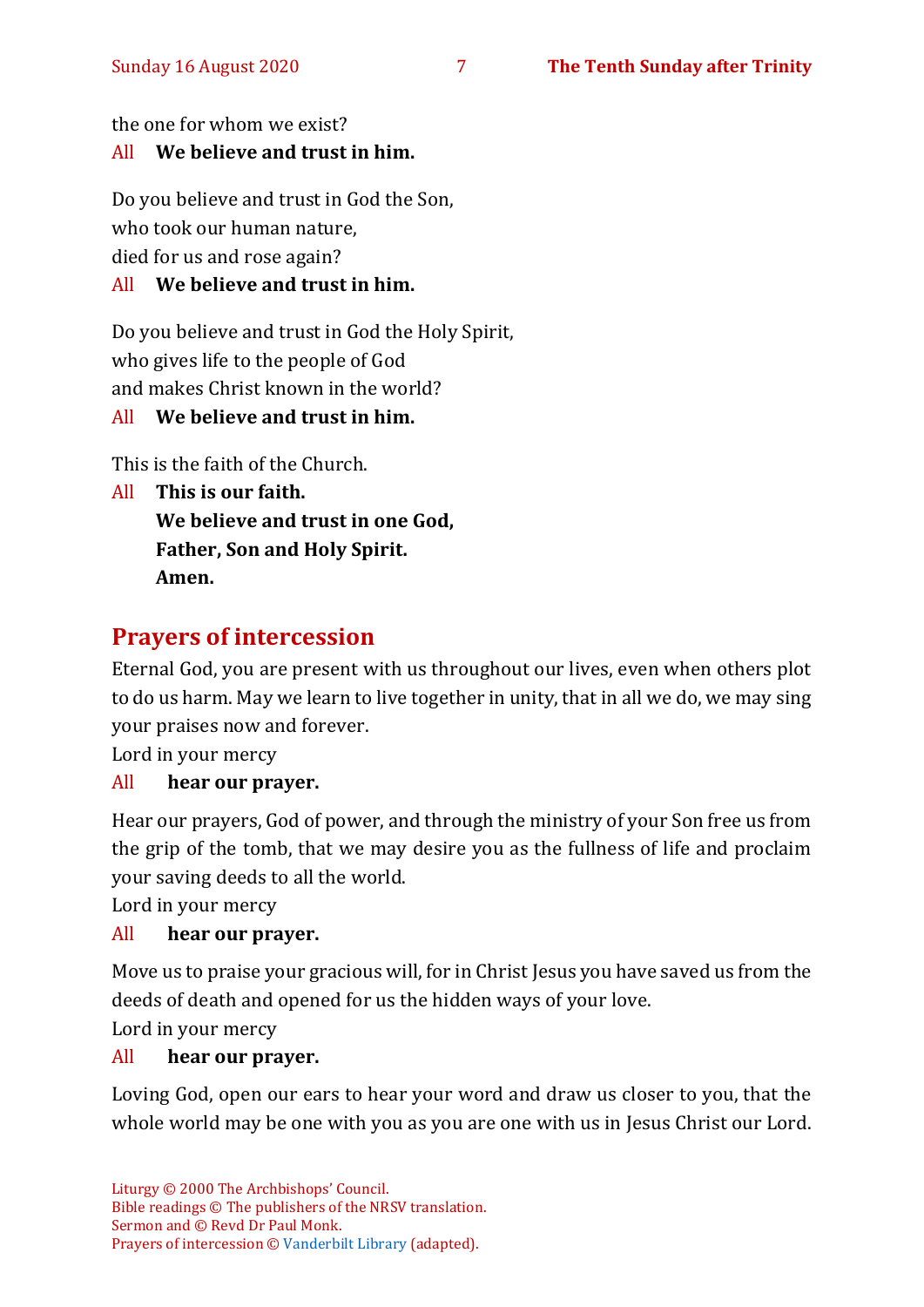the one for whom we exist?

All **We believe and trust in him.**

Do you believe and trust in God the Son,
who took our human nature,
died for us and rose again?

All **We believe and trust in him.**

Do you believe and trust in God the Holy Spirit,
who gives life to the people of God
and makes Christ known in the world?

All **We believe and trust in him.**

This is the faith of the Church.

All **This is our faith.**
**We believe and trust in one God,**
**Father, Son and Holy Spirit.**
**Amen.**

## Prayers of intercession

Eternal God, you are present with us throughout our lives, even when others plot to do us harm. May we learn to live together in unity, that in all we do, we may sing your praises now and forever.

Lord in your mercy

All **hear our prayer.**

Hear our prayers, God of power, and through the ministry of your Son free us from the grip of the tomb, that we may desire you as the fullness of life and proclaim your saving deeds to all the world.

Lord in your mercy

All **hear our prayer.**

Move us to praise your gracious will, for in Christ Jesus you have saved us from the deeds of death and opened for us the hidden ways of your love.

Lord in your mercy

All **hear our prayer.**

Loving God, open our ears to hear your word and draw us closer to you, that the whole world may be one with you as you are one with us in Jesus Christ our Lord.

Liturgy © 2000 The Archbishops' Council.
Bible readings © The publishers of the NRSV translation.
Sermon and © Revd Dr Paul Monk.
Prayers of intercession © Vanderbilt Library (adapted).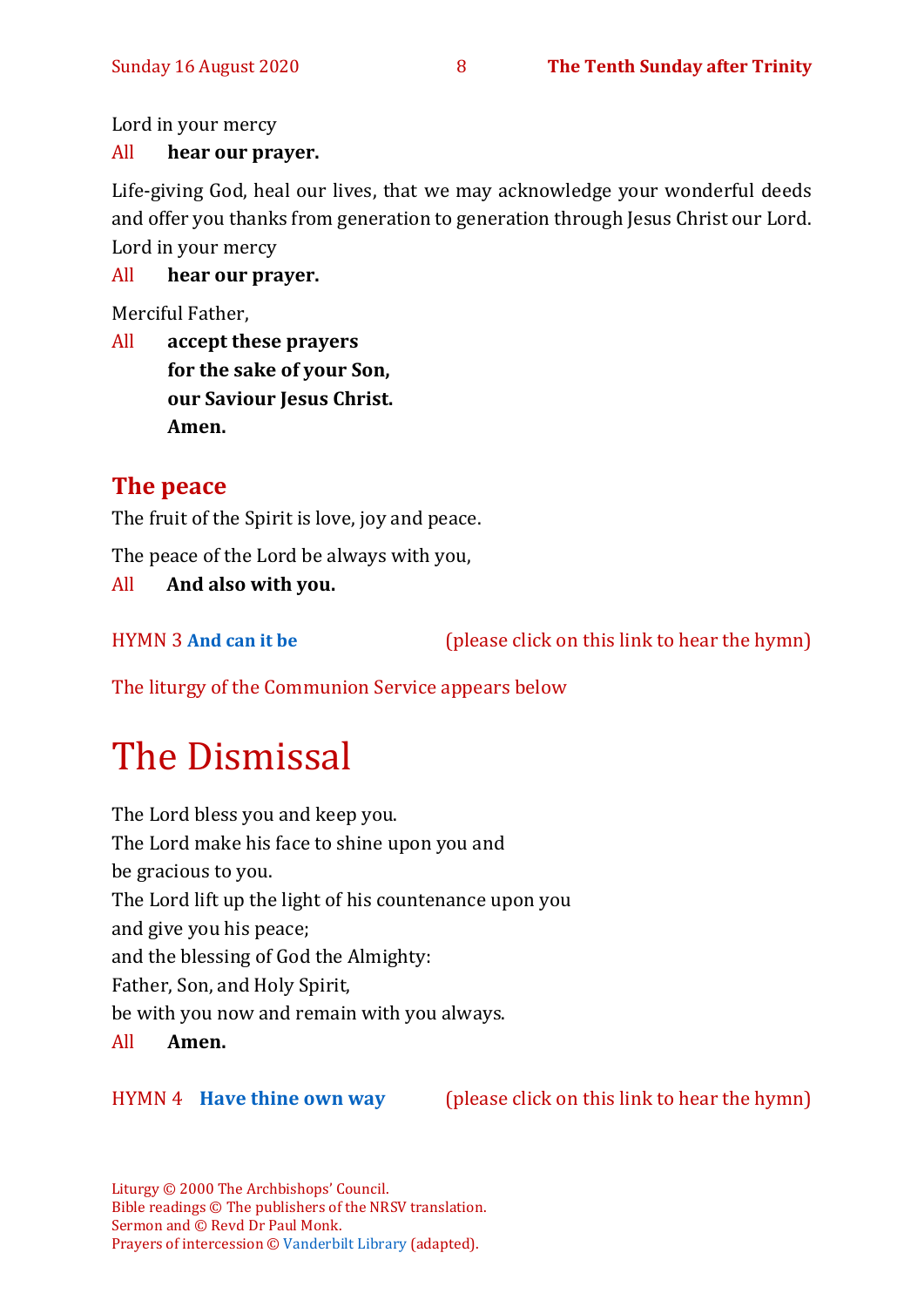Lord in your mercy

All **hear our prayer.**

Life-giving God, heal our lives, that we may acknowledge your wonderful deeds and offer you thanks from generation to generation through Jesus Christ our Lord. Lord in your mercy

All **hear our prayer.**

Merciful Father,

All **accept these prayers**
**for the sake of your Son,**
**our Saviour Jesus Christ.**
**Amen.**

## The peace

The fruit of the Spirit is love, joy and peace.

The peace of the Lord be always with you,

All **And also with you.**

HYMN 3 **And can it be** (please click on this link to hear the hymn)

The liturgy of the Communion Service appears below

# The Dismissal

The Lord bless you and keep you.
The Lord make his face to shine upon you and
be gracious to you.
The Lord lift up the light of his countenance upon you
and give you his peace;
and the blessing of God the Almighty:
Father, Son, and Holy Spirit,
be with you now and remain with you always.

All **Amen.**

HYMN 4 **Have thine own way** (please click on this link to hear the hymn)

Liturgy © 2000 The Archbishops' Council.
Bible readings © The publishers of the NRSV translation.
Sermon and © Revd Dr Paul Monk.
Prayers of intercession © Vanderbilt Library (adapted).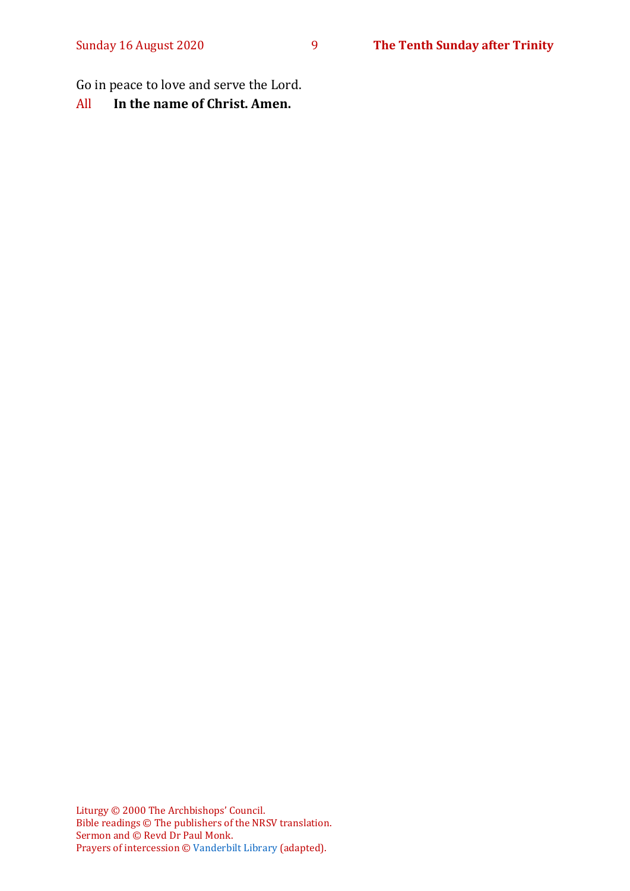Go in peace to love and serve the Lord.

All **In the name of Christ. Amen.**

Liturgy © 2000 The Archbishops' Council.
Bible readings © The publishers of the NRSV translation.
Sermon and © Revd Dr Paul Monk.
Prayers of intercession © Vanderbilt Library (adapted).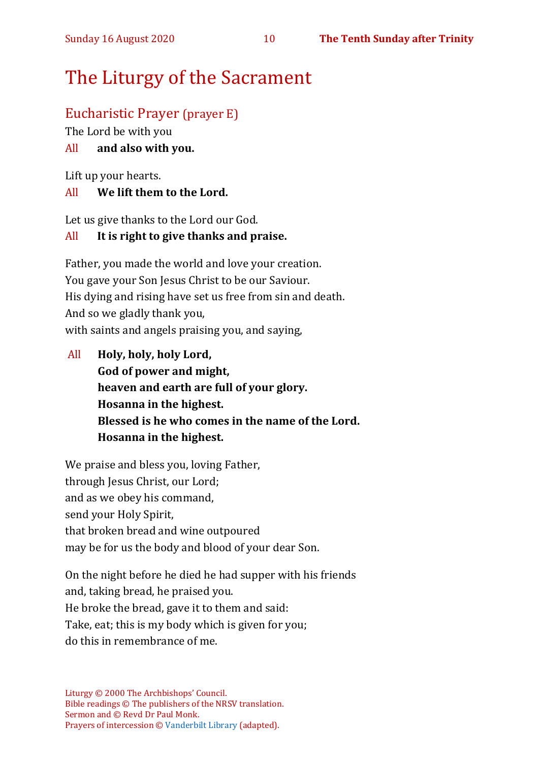# The Liturgy of the Sacrament

## Eucharistic Prayer (prayer E)

The Lord be with you

All **and also with you.**

Lift up your hearts.

All **We lift them to the Lord.**

Let us give thanks to the Lord our God.

All **It is right to give thanks and praise.**

Father, you made the world and love your creation.
You gave your Son Jesus Christ to be our Saviour.
His dying and rising have set us free from sin and death.
And so we gladly thank you,
with saints and angels praising you, and saying,

All **Holy, holy, holy Lord,**
**God of power and might,**
**heaven and earth are full of your glory.**
**Hosanna in the highest.**
**Blessed is he who comes in the name of the Lord.**
**Hosanna in the highest.**

We praise and bless you, loving Father,
through Jesus Christ, our Lord;
and as we obey his command,
send your Holy Spirit,
that broken bread and wine outpoured
may be for us the body and blood of your dear Son.

On the night before he died he had supper with his friends
and, taking bread, he praised you.
He broke the bread, gave it to them and said:
Take, eat; this is my body which is given for you;
do this in remembrance of me.

Liturgy © 2000 The Archbishops' Council.
Bible readings © The publishers of the NRSV translation.
Sermon and © Revd Dr Paul Monk.
Prayers of intercession © Vanderbilt Library (adapted).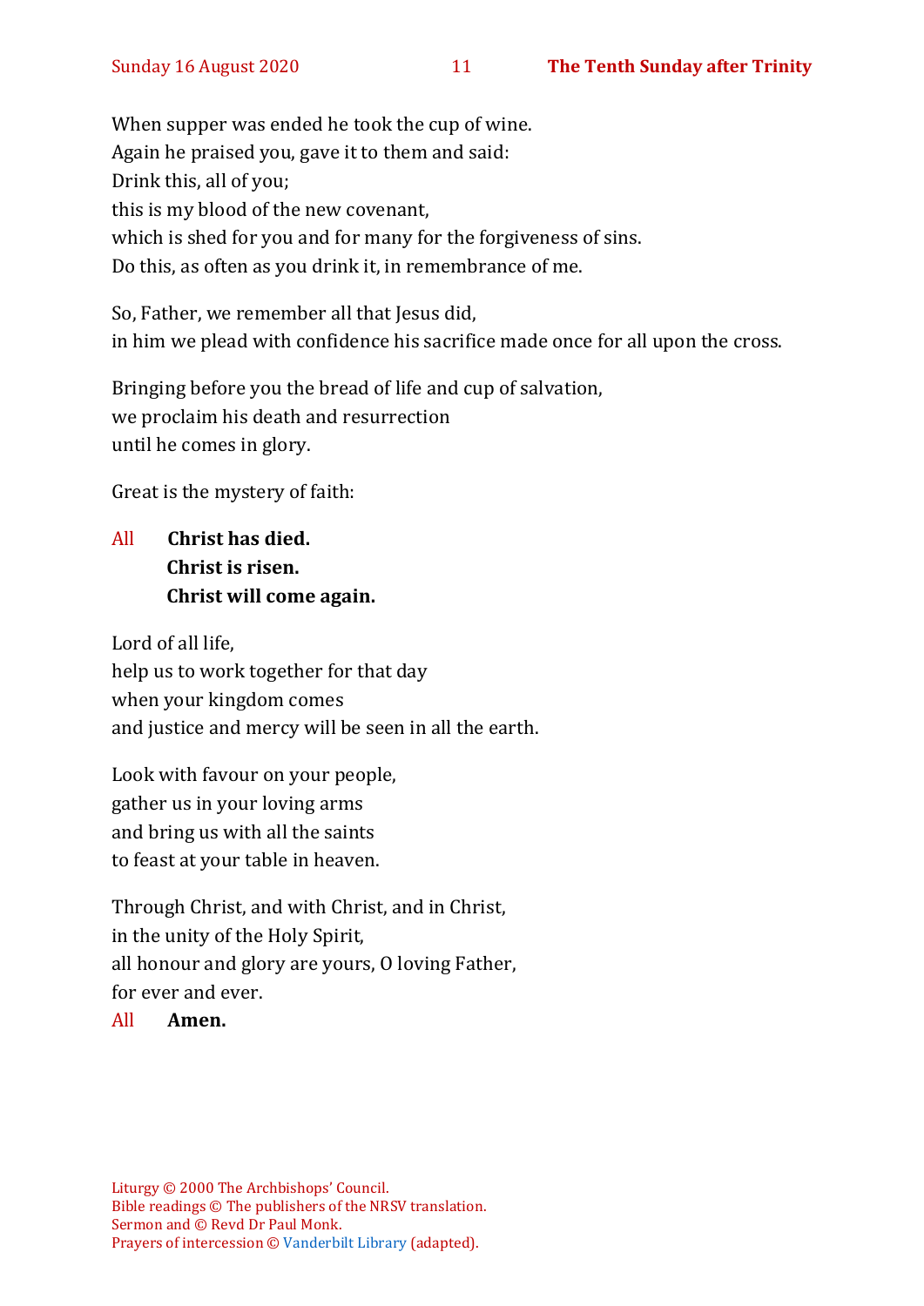When supper was ended he took the cup of wine.
Again he praised you, gave it to them and said:
Drink this, all of you;
this is my blood of the new covenant,
which is shed for you and for many for the forgiveness of sins.
Do this, as often as you drink it, in remembrance of me.

So, Father, we remember all that Jesus did,
in him we plead with confidence his sacrifice made once for all upon the cross.

Bringing before you the bread of life and cup of salvation,
we proclaim his death and resurrection
until he comes in glory.

Great is the mystery of faith:

All **Christ has died.**
**Christ is risen.**
**Christ will come again.**

Lord of all life,
help us to work together for that day
when your kingdom comes
and justice and mercy will be seen in all the earth.

Look with favour on your people,
gather us in your loving arms
and bring us with all the saints
to feast at your table in heaven.

Through Christ, and with Christ, and in Christ,
in the unity of the Holy Spirit,
all honour and glory are yours, O loving Father,
for ever and ever.
All **Amen.**

Liturgy © 2000 The Archbishops' Council.
Bible readings © The publishers of the NRSV translation.
Sermon and © Revd Dr Paul Monk.
Prayers of intercession © Vanderbilt Library (adapted).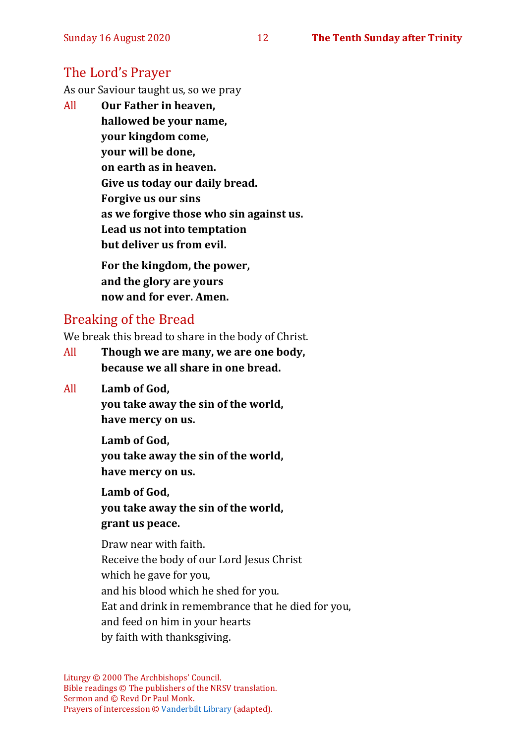## The Lord's Prayer

As our Saviour taught us, so we pray

All **Our Father in heaven,**
**hallowed be your name,**
**your kingdom come,**
**your will be done,**
**on earth as in heaven.**
**Give us today our daily bread.**
**Forgive us our sins**
**as we forgive those who sin against us.**
**Lead us not into temptation**
**but deliver us from evil.**

**For the kingdom, the power,**
**and the glory are yours**
**now and for ever. Amen.**

## Breaking of the Bread

We break this bread to share in the body of Christ.

All **Though we are many, we are one body,**
**because we all share in one bread.**

All **Lamb of God,**
**you take away the sin of the world,**
**have mercy on us.**

**Lamb of God,**
**you take away the sin of the world,**
**have mercy on us.**

**Lamb of God,**
**you take away the sin of the world,**
**grant us peace.**

Draw near with faith.
Receive the body of our Lord Jesus Christ
which he gave for you,
and his blood which he shed for you.
Eat and drink in remembrance that he died for you,
and feed on him in your hearts
by faith with thanksgiving.

Liturgy © 2000 The Archbishops' Council.
Bible readings © The publishers of the NRSV translation.
Sermon and © Revd Dr Paul Monk.
Prayers of intercession © Vanderbilt Library (adapted).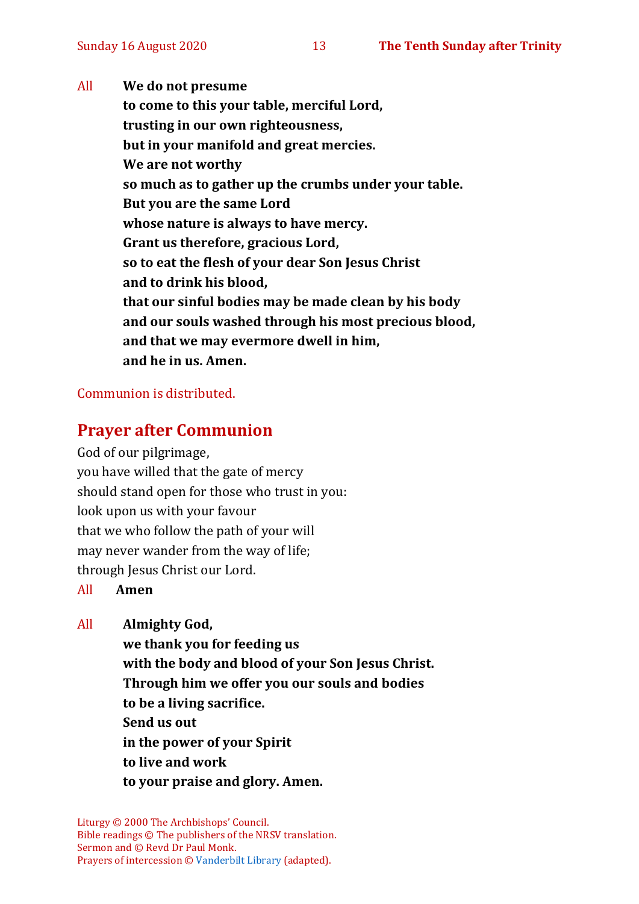All **We do not presume**
**to come to this your table, merciful Lord,**
**trusting in our own righteousness,**
**but in your manifold and great mercies.**
**We are not worthy**
**so much as to gather up the crumbs under your table.**
**But you are the same Lord**
**whose nature is always to have mercy.**
**Grant us therefore, gracious Lord,**
**so to eat the flesh of your dear Son Jesus Christ**
**and to drink his blood,**
**that our sinful bodies may be made clean by his body**
**and our souls washed through his most precious blood,**
**and that we may evermore dwell in him,**
**and he in us. Amen.**

Communion is distributed.

## Prayer after Communion

God of our pilgrimage,
you have willed that the gate of mercy
should stand open for those who trust in you:
look upon us with your favour
that we who follow the path of your will
may never wander from the way of life;
through Jesus Christ our Lord.

All **Amen**

All **Almighty God,**
**we thank you for feeding us**
**with the body and blood of your Son Jesus Christ.**
**Through him we offer you our souls and bodies**
**to be a living sacrifice.**
**Send us out**
**in the power of your Spirit**
**to live and work**
**to your praise and glory. Amen.**

Liturgy © 2000 The Archbishops' Council.
Bible readings © The publishers of the NRSV translation.
Sermon and © Revd Dr Paul Monk.
Prayers of intercession © Vanderbilt Library (adapted).